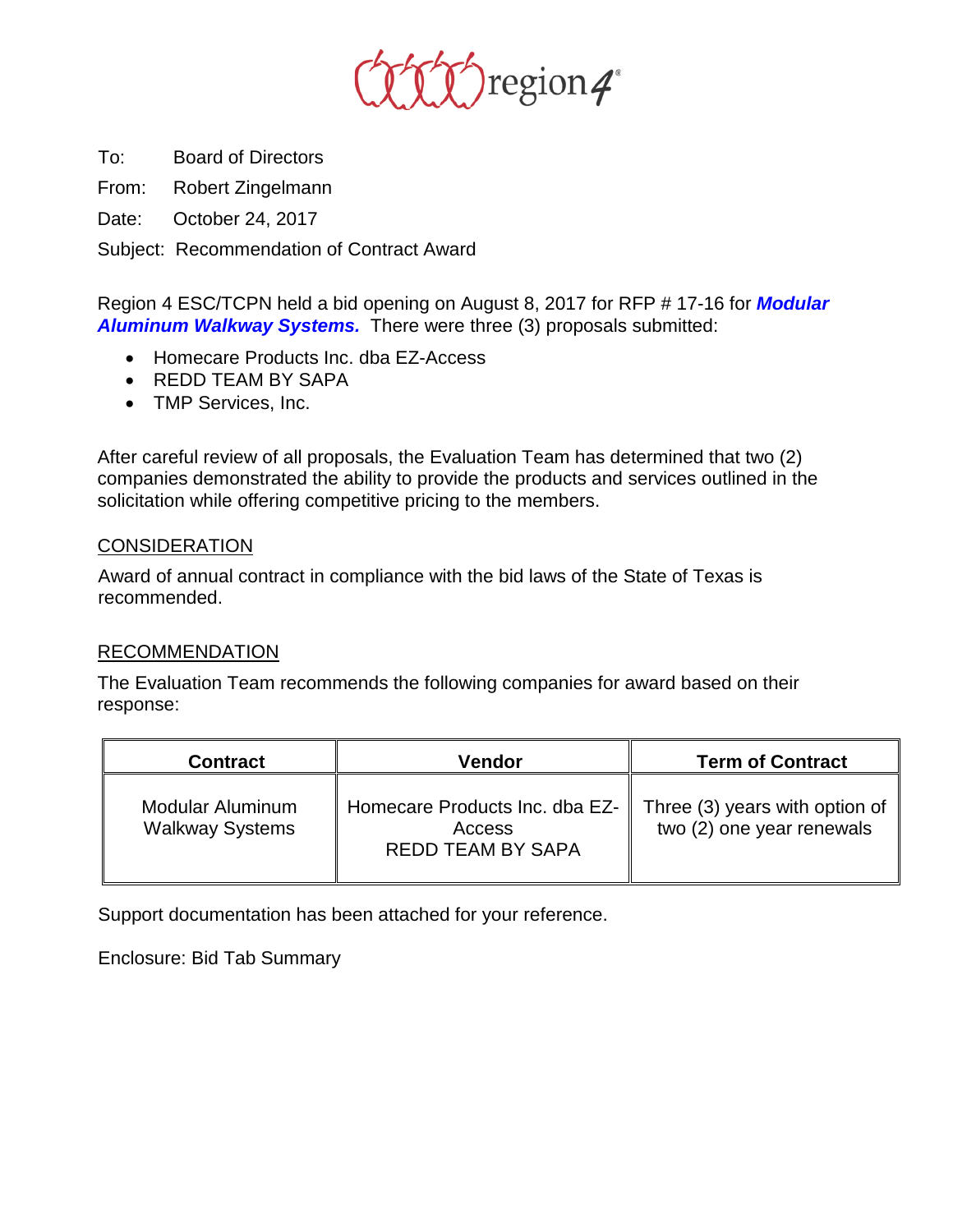region4

To: Board of Directors

From: Robert Zingelmann

Date: October 24, 2017

Subject: Recommendation of Contract Award

Region 4 ESC/TCPN held a bid opening on August 8, 2017 for RFP # 17-16 for ***Modular Aluminum Walkway Systems.*** There were three (3) proposals submitted:

- Homecare Products Inc. dba EZ-Access
- REDD TEAM BY SAPA
- TMP Services, Inc.

After careful review of all proposals, the Evaluation Team has determined that two (2) companies demonstrated the ability to provide the products and services outlined in the solicitation while offering competitive pricing to the members.

## CONSIDERATION

Award of annual contract in compliance with the bid laws of the State of Texas is recommended.

## RECOMMENDATION

The Evaluation Team recommends the following companies for award based on their response:

| Contract | Vendor | Term of Contract |
|---|---|---|
| Modular Aluminum Walkway Systems | Homecare Products Inc. dba EZ-Access<br>REDD TEAM BY SAPA | Three (3) years with option of two (2) one year renewals |

Support documentation has been attached for your reference.

Enclosure: Bid Tab Summary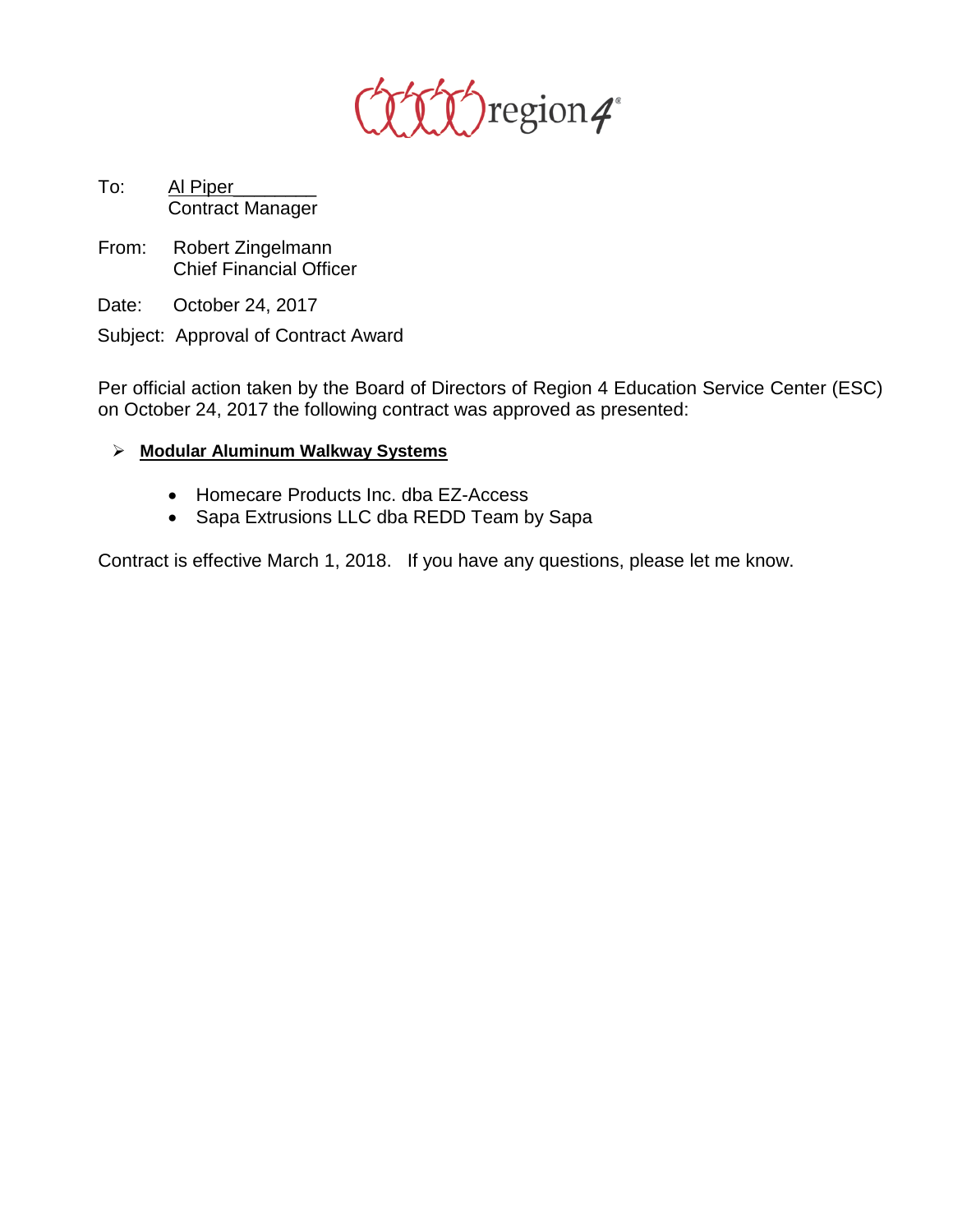region4

To: Al Piper
Contract Manager

From: Robert Zingelmann
Chief Financial Officer

Date: October 24, 2017

Subject: Approval of Contract Award

Per official action taken by the Board of Directors of Region 4 Education Service Center (ESC) on October 24, 2017 the following contract was approved as presented:

- **Modular Aluminum Walkway Systems**
  - Homecare Products Inc. dba EZ-Access
  - Sapa Extrusions LLC dba REDD Team by Sapa

Contract is effective March 1, 2018. If you have any questions, please let me know.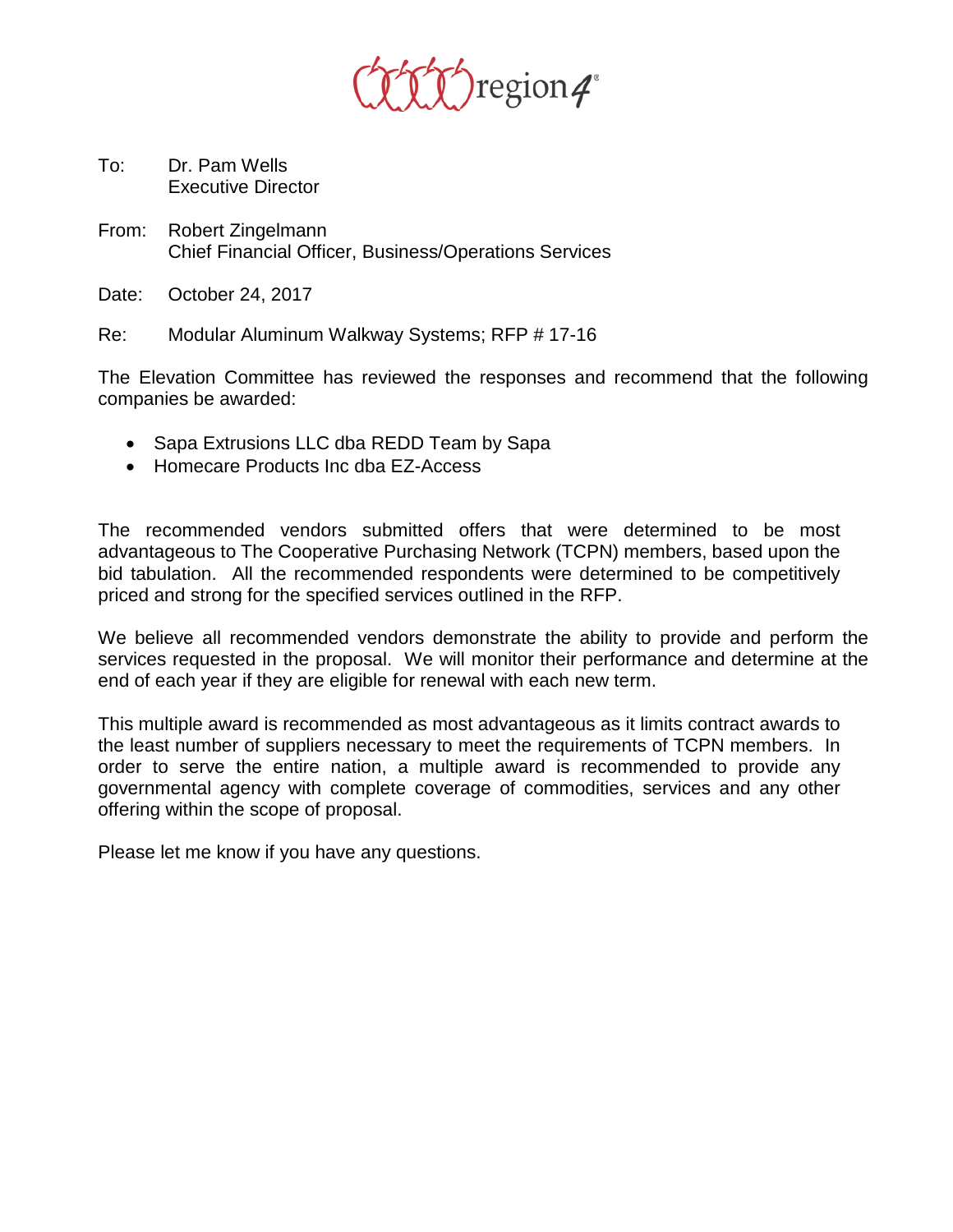region4

To: Dr. Pam Wells
Executive Director

From: Robert Zingelmann
Chief Financial Officer, Business/Operations Services

Date: October 24, 2017

Re: Modular Aluminum Walkway Systems; RFP # 17-16

The Elevation Committee has reviewed the responses and recommend that the following companies be awarded:

- Sapa Extrusions LLC dba REDD Team by Sapa
- Homecare Products Inc dba EZ-Access

The recommended vendors submitted offers that were determined to be most advantageous to The Cooperative Purchasing Network (TCPN) members, based upon the bid tabulation. All the recommended respondents were determined to be competitively priced and strong for the specified services outlined in the RFP.

We believe all recommended vendors demonstrate the ability to provide and perform the services requested in the proposal. We will monitor their performance and determine at the end of each year if they are eligible for renewal with each new term.

This multiple award is recommended as most advantageous as it limits contract awards to the least number of suppliers necessary to meet the requirements of TCPN members. In order to serve the entire nation, a multiple award is recommended to provide any governmental agency with complete coverage of commodities, services and any other offering within the scope of proposal.

Please let me know if you have any questions.